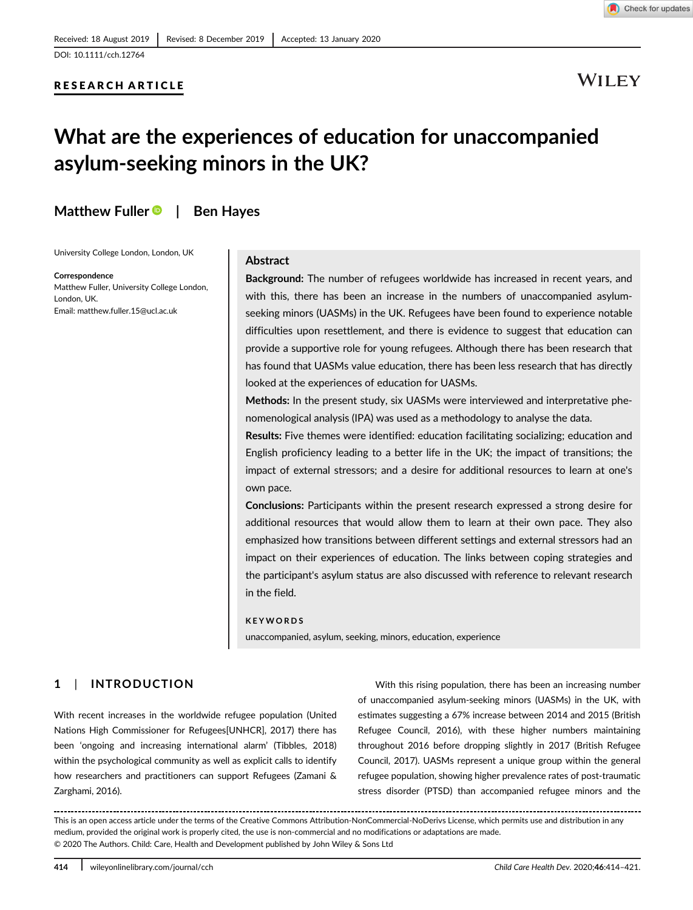Received: 18 August 2019 | Revised: 8 December 2019 | Accepted: 13 January 2020

DOI: 10.1111/cch.12764

**RESEARCH ARTICLE**

# What are the experiences of education for unaccompanied asylum-seeking minors in the UK?

**Matthew Fuller** | **Ben Hayes**

University College London, London, UK

**Correspondence**
Matthew Fuller, University College London, London, UK.
Email: matthew.fuller.15@ucl.ac.uk

## Abstract

**Background:** The number of refugees worldwide has increased in recent years, and with this, there has been an increase in the numbers of unaccompanied asylum-seeking minors (UASMs) in the UK. Refugees have been found to experience notable difficulties upon resettlement, and there is evidence to suggest that education can provide a supportive role for young refugees. Although there has been research that has found that UASMs value education, there has been less research that has directly looked at the experiences of education for UASMs.

**Methods:** In the present study, six UASMs were interviewed and interpretative phenomenological analysis (IPA) was used as a methodology to analyse the data.

**Results:** Five themes were identified: education facilitating socializing; education and English proficiency leading to a better life in the UK; the impact of transitions; the impact of external stressors; and a desire for additional resources to learn at one's own pace.

**Conclusions:** Participants within the present research expressed a strong desire for additional resources that would allow them to learn at their own pace. They also emphasized how transitions between different settings and external stressors had an impact on their experiences of education. The links between coping strategies and the participant's asylum status are also discussed with reference to relevant research in the field.

**KEYWORDS**

unaccompanied, asylum, seeking, minors, education, experience

## 1 | INTRODUCTION

With recent increases in the worldwide refugee population (United Nations High Commissioner for Refugees[UNHCR], 2017) there has been 'ongoing and increasing international alarm' (Tibbles, 2018) within the psychological community as well as explicit calls to identify how researchers and practitioners can support Refugees (Zamani & Zarghami, 2016).

With this rising population, there has been an increasing number of unaccompanied asylum-seeking minors (UASMs) in the UK, with estimates suggesting a 67% increase between 2014 and 2015 (British Refugee Council, 2016), with these higher numbers maintaining throughout 2016 before dropping slightly in 2017 (British Refugee Council, 2017). UASMs represent a unique group within the general refugee population, showing higher prevalence rates of post-traumatic stress disorder (PTSD) than accompanied refugee minors and the

This is an open access article under the terms of the Creative Commons Attribution-NonCommercial-NoDerivs License, which permits use and distribution in any medium, provided the original work is properly cited, the use is non-commercial and no modifications or adaptations are made.
© 2020 The Authors. Child: Care, Health and Development published by John Wiley & Sons Ltd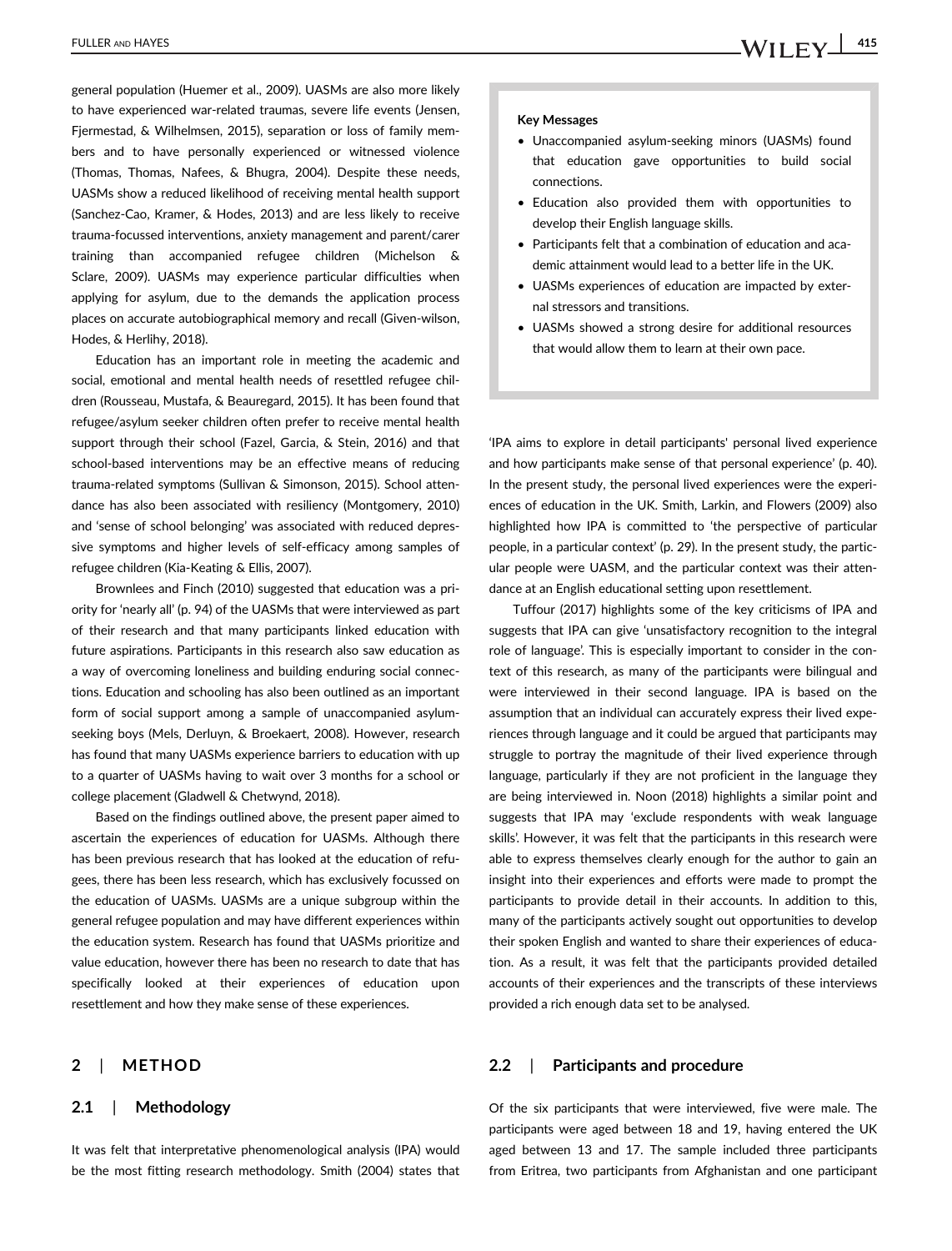general population (Huemer et al., 2009). UASMs are also more likely to have experienced war-related traumas, severe life events (Jensen, Fjermestad, & Wilhelmsen, 2015), separation or loss of family members and to have personally experienced or witnessed violence (Thomas, Thomas, Nafees, & Bhugra, 2004). Despite these needs, UASMs show a reduced likelihood of receiving mental health support (Sanchez-Cao, Kramer, & Hodes, 2013) and are less likely to receive trauma-focussed interventions, anxiety management and parent/carer training than accompanied refugee children (Michelson & Sclare, 2009). UASMs may experience particular difficulties when applying for asylum, due to the demands the application process places on accurate autobiographical memory and recall (Given-wilson, Hodes, & Herlihy, 2018).

Education has an important role in meeting the academic and social, emotional and mental health needs of resettled refugee children (Rousseau, Mustafa, & Beauregard, 2015). It has been found that refugee/asylum seeker children often prefer to receive mental health support through their school (Fazel, Garcia, & Stein, 2016) and that school-based interventions may be an effective means of reducing trauma-related symptoms (Sullivan & Simonson, 2015). School attendance has also been associated with resiliency (Montgomery, 2010) and 'sense of school belonging' was associated with reduced depressive symptoms and higher levels of self-efficacy among samples of refugee children (Kia-Keating & Ellis, 2007).

Brownlees and Finch (2010) suggested that education was a priority for 'nearly all' (p. 94) of the UASMs that were interviewed as part of their research and that many participants linked education with future aspirations. Participants in this research also saw education as a way of overcoming loneliness and building enduring social connections. Education and schooling has also been outlined as an important form of social support among a sample of unaccompanied asylum-seeking boys (Mels, Derluyn, & Broekaert, 2008). However, research has found that many UASMs experience barriers to education with up to a quarter of UASMs having to wait over 3 months for a school or college placement (Gladwell & Chetwynd, 2018).

Based on the findings outlined above, the present paper aimed to ascertain the experiences of education for UASMs. Although there has been previous research that has looked at the education of refugees, there has been less research, which has exclusively focussed on the education of UASMs. UASMs are a unique subgroup within the general refugee population and may have different experiences within the education system. Research has found that UASMs prioritize and value education, however there has been no research to date that has specifically looked at their experiences of education upon resettlement and how they make sense of these experiences.

**Key Messages**

- Unaccompanied asylum-seeking minors (UASMs) found that education gave opportunities to build social connections.
- Education also provided them with opportunities to develop their English language skills.
- Participants felt that a combination of education and academic attainment would lead to a better life in the UK.
- UASMs experiences of education are impacted by external stressors and transitions.
- UASMs showed a strong desire for additional resources that would allow them to learn at their own pace.

## 2 | METHOD

### 2.1 | Methodology

It was felt that interpretative phenomenological analysis (IPA) would be the most fitting research methodology. Smith (2004) states that 'IPA aims to explore in detail participants' personal lived experience and how participants make sense of that personal experience' (p. 40). In the present study, the personal lived experiences were the experiences of education in the UK. Smith, Larkin, and Flowers (2009) also highlighted how IPA is committed to 'the perspective of particular people, in a particular context' (p. 29). In the present study, the particular people were UASM, and the particular context was their attendance at an English educational setting upon resettlement.

Tuffour (2017) highlights some of the key criticisms of IPA and suggests that IPA can give 'unsatisfactory recognition to the integral role of language'. This is especially important to consider in the context of this research, as many of the participants were bilingual and were interviewed in their second language. IPA is based on the assumption that an individual can accurately express their lived experiences through language and it could be argued that participants may struggle to portray the magnitude of their lived experience through language, particularly if they are not proficient in the language they are being interviewed in. Noon (2018) highlights a similar point and suggests that IPA may 'exclude respondents with weak language skills'. However, it was felt that the participants in this research were able to express themselves clearly enough for the author to gain an insight into their experiences and efforts were made to prompt the participants to provide detail in their accounts. In addition to this, many of the participants actively sought out opportunities to develop their spoken English and wanted to share their experiences of education. As a result, it was felt that the participants provided detailed accounts of their experiences and the transcripts of these interviews provided a rich enough data set to be analysed.

### 2.2 | Participants and procedure

Of the six participants that were interviewed, five were male. The participants were aged between 18 and 19, having entered the UK aged between 13 and 17. The sample included three participants from Eritrea, two participants from Afghanistan and one participant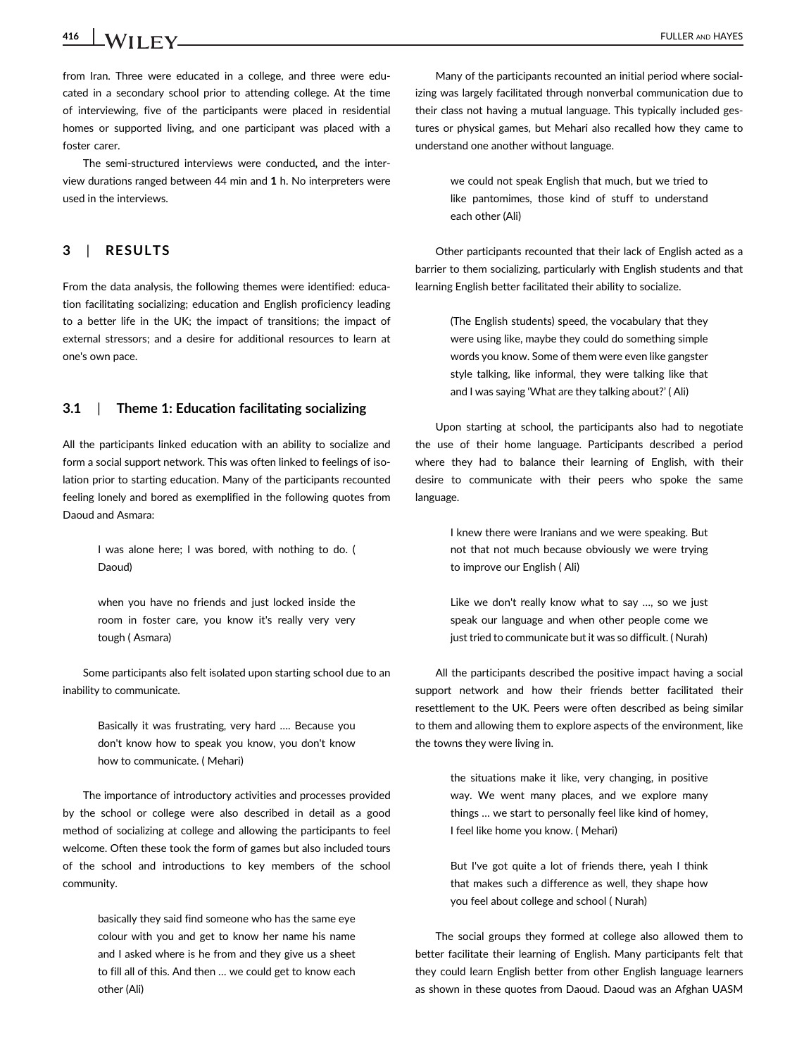from Iran. Three were educated in a college, and three were educated in a secondary school prior to attending college. At the time of interviewing, five of the participants were placed in residential homes or supported living, and one participant was placed with a foster carer.

The semi-structured interviews were conducted**,** and the interview durations ranged between 44 min and **1** h. No interpreters were used in the interviews.

## 3 | RESULTS

From the data analysis, the following themes were identified: education facilitating socializing; education and English proficiency leading to a better life in the UK; the impact of transitions; the impact of external stressors; and a desire for additional resources to learn at one's own pace.

### 3.1 | Theme 1: Education facilitating socializing

All the participants linked education with an ability to socialize and form a social support network. This was often linked to feelings of isolation prior to starting education. Many of the participants recounted feeling lonely and bored as exemplified in the following quotes from Daoud and Asmara:

> I was alone here; I was bored, with nothing to do. ( Daoud)

> when you have no friends and just locked inside the room in foster care, you know it's really very very tough ( Asmara)

Some participants also felt isolated upon starting school due to an inability to communicate.

> Basically it was frustrating, very hard …. Because you don't know how to speak you know, you don't know how to communicate. ( Mehari)

The importance of introductory activities and processes provided by the school or college were also described in detail as a good method of socializing at college and allowing the participants to feel welcome. Often these took the form of games but also included tours of the school and introductions to key members of the school community.

> basically they said find someone who has the same eye colour with you and get to know her name his name and I asked where is he from and they give us a sheet to fill all of this. And then … we could get to know each other (Ali)

Many of the participants recounted an initial period where socializing was largely facilitated through nonverbal communication due to their class not having a mutual language. This typically included gestures or physical games, but Mehari also recalled how they came to understand one another without language.

> we could not speak English that much, but we tried to like pantomimes, those kind of stuff to understand each other (Ali)

Other participants recounted that their lack of English acted as a barrier to them socializing, particularly with English students and that learning English better facilitated their ability to socialize.

> (The English students) speed, the vocabulary that they were using like, maybe they could do something simple words you know. Some of them were even like gangster style talking, like informal, they were talking like that and I was saying 'What are they talking about?' ( Ali)

Upon starting at school, the participants also had to negotiate the use of their home language. Participants described a period where they had to balance their learning of English, with their desire to communicate with their peers who spoke the same language.

> I knew there were Iranians and we were speaking. But not that not much because obviously we were trying to improve our English ( Ali)

> Like we don't really know what to say …, so we just speak our language and when other people come we just tried to communicate but it was so difficult. ( Nurah)

All the participants described the positive impact having a social support network and how their friends better facilitated their resettlement to the UK. Peers were often described as being similar to them and allowing them to explore aspects of the environment, like the towns they were living in.

> the situations make it like, very changing, in positive way. We went many places, and we explore many things … we start to personally feel like kind of homey, I feel like home you know. ( Mehari)

> But I've got quite a lot of friends there, yeah I think that makes such a difference as well, they shape how you feel about college and school ( Nurah)

The social groups they formed at college also allowed them to better facilitate their learning of English. Many participants felt that they could learn English better from other English language learners as shown in these quotes from Daoud. Daoud was an Afghan UASM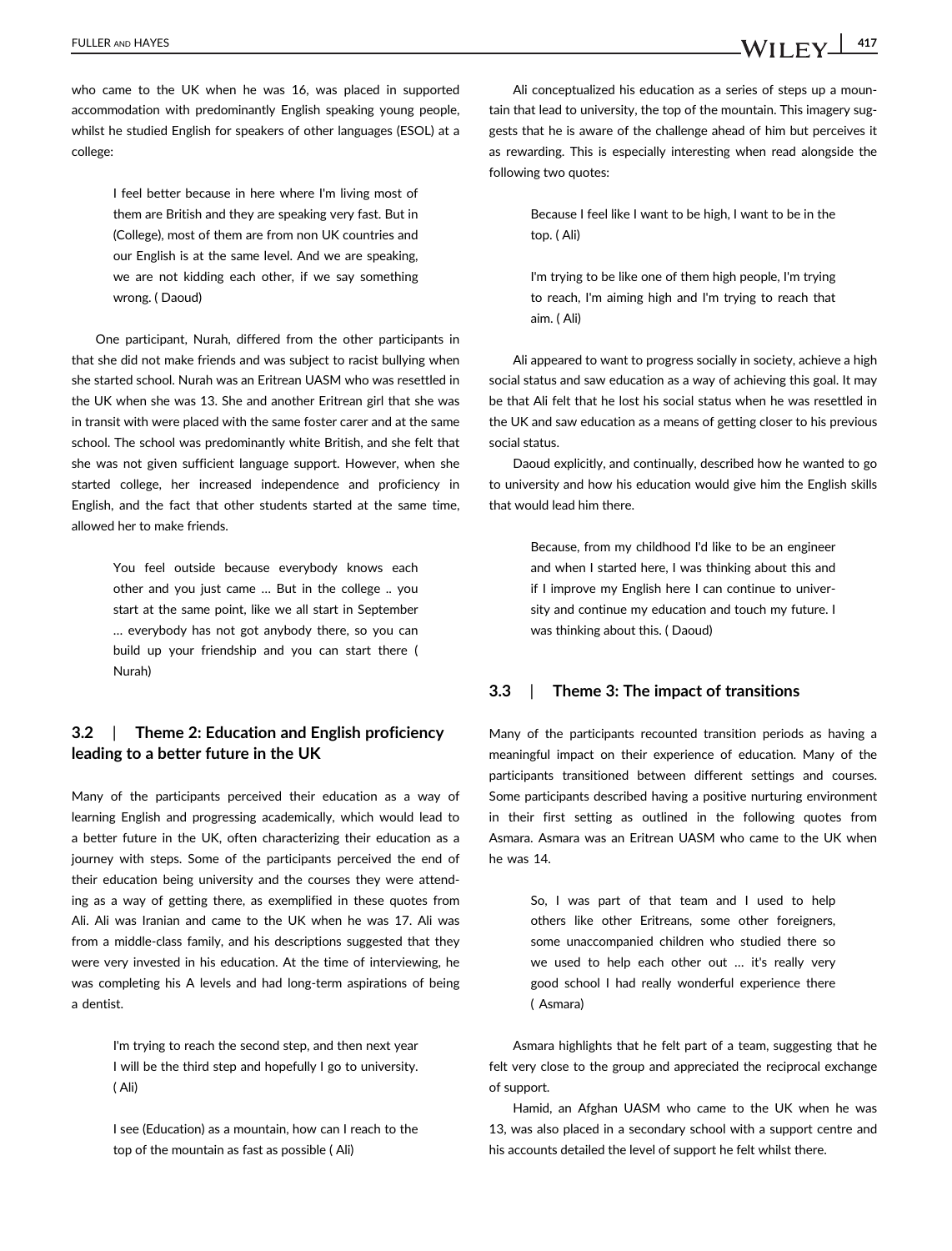who came to the UK when he was 16, was placed in supported accommodation with predominantly English speaking young people, whilst he studied English for speakers of other languages (ESOL) at a college:

> I feel better because in here where I'm living most of them are British and they are speaking very fast. But in (College), most of them are from non UK countries and our English is at the same level. And we are speaking, we are not kidding each other, if we say something wrong. ( Daoud)

One participant, Nurah, differed from the other participants in that she did not make friends and was subject to racist bullying when she started school. Nurah was an Eritrean UASM who was resettled in the UK when she was 13. She and another Eritrean girl that she was in transit with were placed with the same foster carer and at the same school. The school was predominantly white British, and she felt that she was not given sufficient language support. However, when she started college, her increased independence and proficiency in English, and the fact that other students started at the same time, allowed her to make friends.

> You feel outside because everybody knows each other and you just came … But in the college .. you start at the same point, like we all start in September … everybody has not got anybody there, so you can build up your friendship and you can start there ( Nurah)

### 3.2 | Theme 2: Education and English proficiency leading to a better future in the UK

Many of the participants perceived their education as a way of learning English and progressing academically, which would lead to a better future in the UK, often characterizing their education as a journey with steps. Some of the participants perceived the end of their education being university and the courses they were attending as a way of getting there, as exemplified in these quotes from Ali. Ali was Iranian and came to the UK when he was 17. Ali was from a middle-class family, and his descriptions suggested that they were very invested in his education. At the time of interviewing, he was completing his A levels and had long-term aspirations of being a dentist.

> I'm trying to reach the second step, and then next year I will be the third step and hopefully I go to university. ( Ali)

> I see (Education) as a mountain, how can I reach to the top of the mountain as fast as possible ( Ali)

Ali conceptualized his education as a series of steps up a mountain that lead to university, the top of the mountain. This imagery suggests that he is aware of the challenge ahead of him but perceives it as rewarding. This is especially interesting when read alongside the following two quotes:

> Because I feel like I want to be high, I want to be in the top. ( Ali)

> I'm trying to be like one of them high people, I'm trying to reach, I'm aiming high and I'm trying to reach that aim. ( Ali)

Ali appeared to want to progress socially in society, achieve a high social status and saw education as a way of achieving this goal. It may be that Ali felt that he lost his social status when he was resettled in the UK and saw education as a means of getting closer to his previous social status.

Daoud explicitly, and continually, described how he wanted to go to university and how his education would give him the English skills that would lead him there.

> Because, from my childhood I'd like to be an engineer and when I started here, I was thinking about this and if I improve my English here I can continue to university and continue my education and touch my future. I was thinking about this. ( Daoud)

### 3.3 | Theme 3: The impact of transitions

Many of the participants recounted transition periods as having a meaningful impact on their experience of education. Many of the participants transitioned between different settings and courses. Some participants described having a positive nurturing environment in their first setting as outlined in the following quotes from Asmara. Asmara was an Eritrean UASM who came to the UK when he was 14.

> So, I was part of that team and I used to help others like other Eritreans, some other foreigners, some unaccompanied children who studied there so we used to help each other out … it's really very good school I had really wonderful experience there ( Asmara)

Asmara highlights that he felt part of a team, suggesting that he felt very close to the group and appreciated the reciprocal exchange of support.

Hamid, an Afghan UASM who came to the UK when he was 13, was also placed in a secondary school with a support centre and his accounts detailed the level of support he felt whilst there.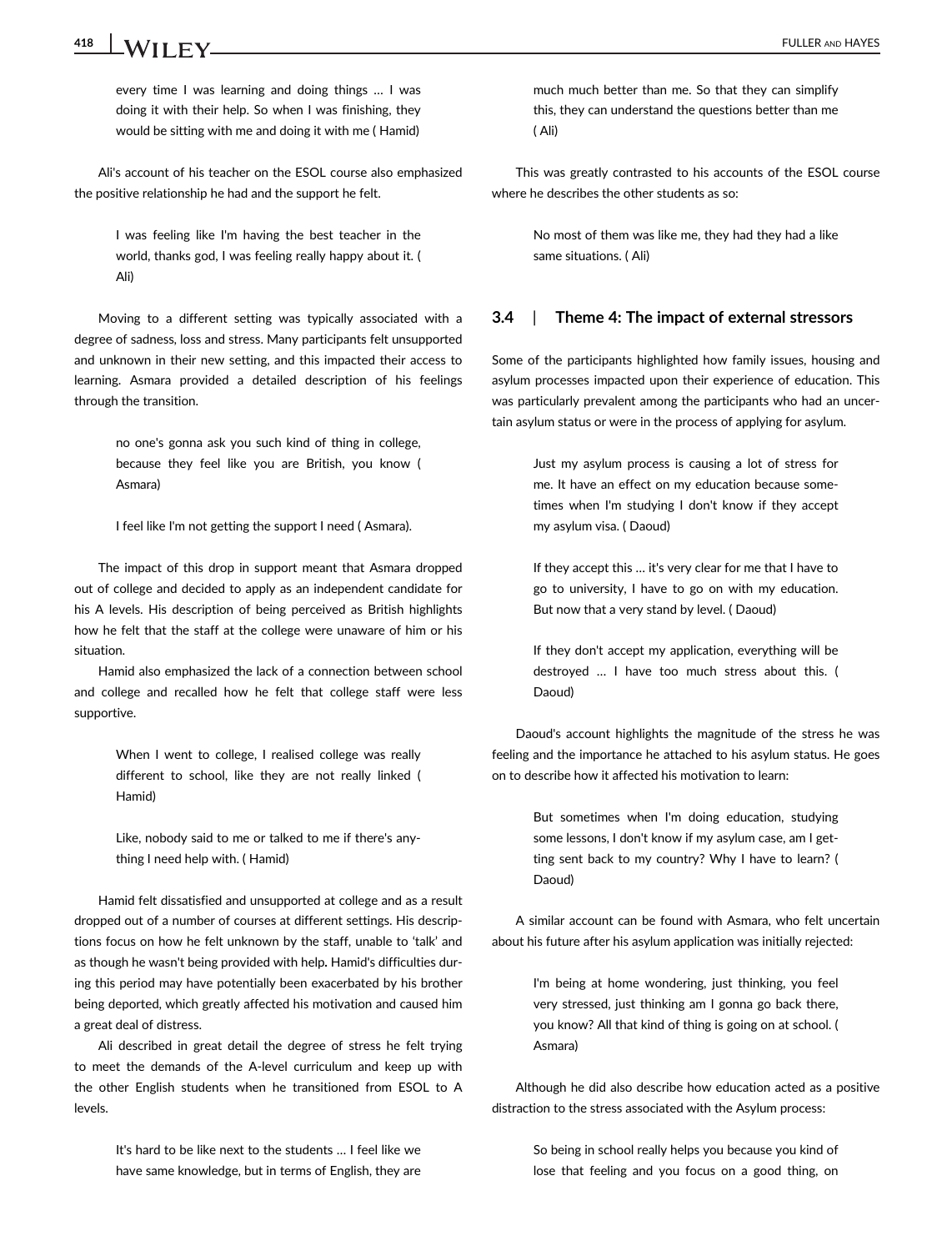> every time I was learning and doing things … I was doing it with their help. So when I was finishing, they would be sitting with me and doing it with me ( Hamid)

Ali's account of his teacher on the ESOL course also emphasized the positive relationship he had and the support he felt.

> I was feeling like I'm having the best teacher in the world, thanks god, I was feeling really happy about it. ( Ali)

Moving to a different setting was typically associated with a degree of sadness, loss and stress. Many participants felt unsupported and unknown in their new setting, and this impacted their access to learning. Asmara provided a detailed description of his feelings through the transition.

> no one's gonna ask you such kind of thing in college, because they feel like you are British, you know ( Asmara)

> I feel like I'm not getting the support I need ( Asmara).

The impact of this drop in support meant that Asmara dropped out of college and decided to apply as an independent candidate for his A levels. His description of being perceived as British highlights how he felt that the staff at the college were unaware of him or his situation.

Hamid also emphasized the lack of a connection between school and college and recalled how he felt that college staff were less supportive.

> When I went to college, I realised college was really different to school, like they are not really linked ( Hamid)

> Like, nobody said to me or talked to me if there's anything I need help with. ( Hamid)

Hamid felt dissatisfied and unsupported at college and as a result dropped out of a number of courses at different settings. His descriptions focus on how he felt unknown by the staff, unable to 'talk' and as though he wasn't being provided with help**.** Hamid's difficulties during this period may have potentially been exacerbated by his brother being deported, which greatly affected his motivation and caused him a great deal of distress.

Ali described in great detail the degree of stress he felt trying to meet the demands of the A-level curriculum and keep up with the other English students when he transitioned from ESOL to A levels.

> It's hard to be like next to the students … I feel like we have same knowledge, but in terms of English, they are much much better than me. So that they can simplify this, they can understand the questions better than me ( Ali)

This was greatly contrasted to his accounts of the ESOL course where he describes the other students as so:

> No most of them was like me, they had they had a like same situations. ( Ali)

### 3.4 | Theme 4: The impact of external stressors

Some of the participants highlighted how family issues, housing and asylum processes impacted upon their experience of education. This was particularly prevalent among the participants who had an uncertain asylum status or were in the process of applying for asylum.

> Just my asylum process is causing a lot of stress for me. It have an effect on my education because sometimes when I'm studying I don't know if they accept my asylum visa. ( Daoud)

> If they accept this … it's very clear for me that I have to go to university, I have to go on with my education. But now that a very stand by level. ( Daoud)

> If they don't accept my application, everything will be destroyed … I have too much stress about this. ( Daoud)

Daoud's account highlights the magnitude of the stress he was feeling and the importance he attached to his asylum status. He goes on to describe how it affected his motivation to learn:

> But sometimes when I'm doing education, studying some lessons, I don't know if my asylum case, am I getting sent back to my country? Why I have to learn? ( Daoud)

A similar account can be found with Asmara, who felt uncertain about his future after his asylum application was initially rejected:

> I'm being at home wondering, just thinking, you feel very stressed, just thinking am I gonna go back there, you know? All that kind of thing is going on at school. ( Asmara)

Although he did also describe how education acted as a positive distraction to the stress associated with the Asylum process:

> So being in school really helps you because you kind of lose that feeling and you focus on a good thing, on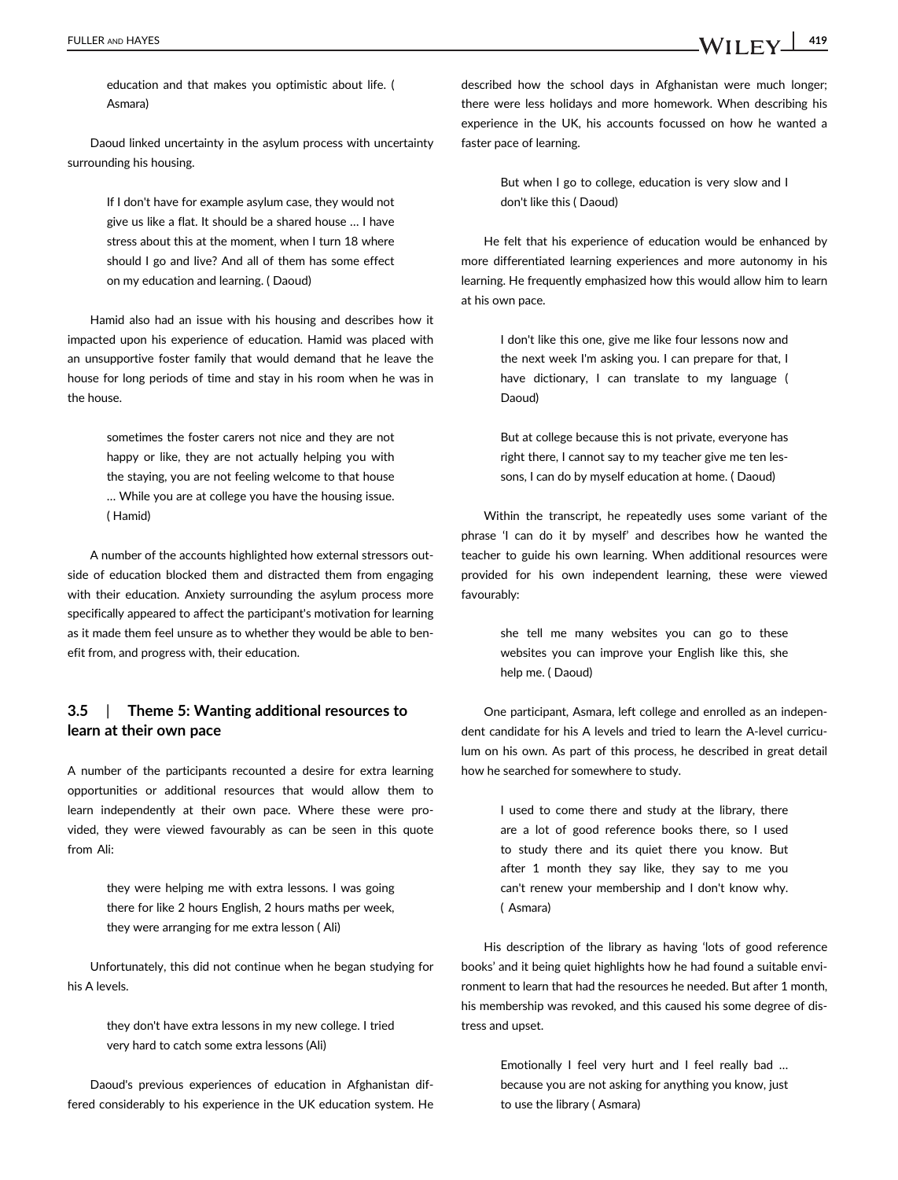education and that makes you optimistic about life. ( Asmara)

Daoud linked uncertainty in the asylum process with uncertainty surrounding his housing.

> If I don't have for example asylum case, they would not give us like a flat. It should be a shared house … I have stress about this at the moment, when I turn 18 where should I go and live? And all of them has some effect on my education and learning. ( Daoud)

Hamid also had an issue with his housing and describes how it impacted upon his experience of education. Hamid was placed with an unsupportive foster family that would demand that he leave the house for long periods of time and stay in his room when he was in the house.

> sometimes the foster carers not nice and they are not happy or like, they are not actually helping you with the staying, you are not feeling welcome to that house … While you are at college you have the housing issue. ( Hamid)

A number of the accounts highlighted how external stressors outside of education blocked them and distracted them from engaging with their education. Anxiety surrounding the asylum process more specifically appeared to affect the participant's motivation for learning as it made them feel unsure as to whether they would be able to benefit from, and progress with, their education.

### 3.5 | Theme 5: Wanting additional resources to learn at their own pace

A number of the participants recounted a desire for extra learning opportunities or additional resources that would allow them to learn independently at their own pace. Where these were provided, they were viewed favourably as can be seen in this quote from Ali:

> they were helping me with extra lessons. I was going there for like 2 hours English, 2 hours maths per week, they were arranging for me extra lesson ( Ali)

Unfortunately, this did not continue when he began studying for his A levels.

> they don't have extra lessons in my new college. I tried very hard to catch some extra lessons (Ali)

Daoud's previous experiences of education in Afghanistan differed considerably to his experience in the UK education system. He described how the school days in Afghanistan were much longer; there were less holidays and more homework. When describing his experience in the UK, his accounts focussed on how he wanted a faster pace of learning.

> But when I go to college, education is very slow and I don't like this ( Daoud)

He felt that his experience of education would be enhanced by more differentiated learning experiences and more autonomy in his learning. He frequently emphasized how this would allow him to learn at his own pace.

> I don't like this one, give me like four lessons now and the next week I'm asking you. I can prepare for that, I have dictionary, I can translate to my language ( Daoud)

> But at college because this is not private, everyone has right there, I cannot say to my teacher give me ten lessons, I can do by myself education at home. ( Daoud)

Within the transcript, he repeatedly uses some variant of the phrase 'I can do it by myself' and describes how he wanted the teacher to guide his own learning. When additional resources were provided for his own independent learning, these were viewed favourably:

> she tell me many websites you can go to these websites you can improve your English like this, she help me. ( Daoud)

One participant, Asmara, left college and enrolled as an independent candidate for his A levels and tried to learn the A-level curriculum on his own. As part of this process, he described in great detail how he searched for somewhere to study.

> I used to come there and study at the library, there are a lot of good reference books there, so I used to study there and its quiet there you know. But after 1 month they say like, they say to me you can't renew your membership and I don't know why. ( Asmara)

His description of the library as having 'lots of good reference books' and it being quiet highlights how he had found a suitable environment to learn that had the resources he needed. But after 1 month, his membership was revoked, and this caused his some degree of distress and upset.

> Emotionally I feel very hurt and I feel really bad … because you are not asking for anything you know, just to use the library ( Asmara)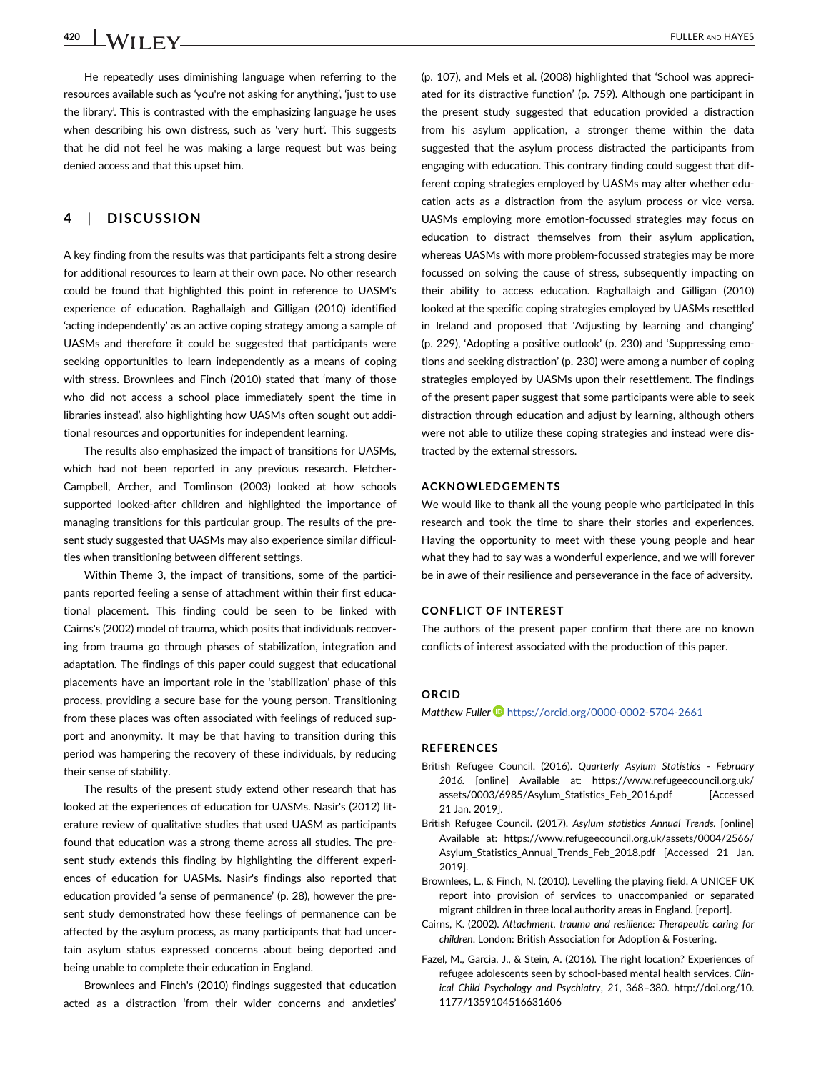He repeatedly uses diminishing language when referring to the resources available such as 'you're not asking for anything', 'just to use the library'. This is contrasted with the emphasizing language he uses when describing his own distress, such as 'very hurt'. This suggests that he did not feel he was making a large request but was being denied access and that this upset him.

## 4 | DISCUSSION

A key finding from the results was that participants felt a strong desire for additional resources to learn at their own pace. No other research could be found that highlighted this point in reference to UASM's experience of education. Raghallaigh and Gilligan (2010) identified 'acting independently' as an active coping strategy among a sample of UASMs and therefore it could be suggested that participants were seeking opportunities to learn independently as a means of coping with stress. Brownlees and Finch (2010) stated that 'many of those who did not access a school place immediately spent the time in libraries instead', also highlighting how UASMs often sought out additional resources and opportunities for independent learning.

The results also emphasized the impact of transitions for UASMs, which had not been reported in any previous research. Fletcher-Campbell, Archer, and Tomlinson (2003) looked at how schools supported looked-after children and highlighted the importance of managing transitions for this particular group. The results of the present study suggested that UASMs may also experience similar difficulties when transitioning between different settings.

Within Theme 3, the impact of transitions, some of the participants reported feeling a sense of attachment within their first educational placement. This finding could be seen to be linked with Cairns's (2002) model of trauma, which posits that individuals recovering from trauma go through phases of stabilization, integration and adaptation. The findings of this paper could suggest that educational placements have an important role in the 'stabilization' phase of this process, providing a secure base for the young person. Transitioning from these places was often associated with feelings of reduced support and anonymity. It may be that having to transition during this period was hampering the recovery of these individuals, by reducing their sense of stability.

The results of the present study extend other research that has looked at the experiences of education for UASMs. Nasir's (2012) literature review of qualitative studies that used UASM as participants found that education was a strong theme across all studies. The present study extends this finding by highlighting the different experiences of education for UASMs. Nasir's findings also reported that education provided 'a sense of permanence' (p. 28), however the present study demonstrated how these feelings of permanence can be affected by the asylum process, as many participants that had uncertain asylum status expressed concerns about being deported and being unable to complete their education in England.

Brownlees and Finch's (2010) findings suggested that education acted as a distraction 'from their wider concerns and anxieties' (p. 107), and Mels et al. (2008) highlighted that 'School was appreciated for its distractive function' (p. 759). Although one participant in the present study suggested that education provided a distraction from his asylum application, a stronger theme within the data suggested that the asylum process distracted the participants from engaging with education. This contrary finding could suggest that different coping strategies employed by UASMs may alter whether education acts as a distraction from the asylum process or vice versa. UASMs employing more emotion-focussed strategies may focus on education to distract themselves from their asylum application, whereas UASMs with more problem-focussed strategies may be more focussed on solving the cause of stress, subsequently impacting on their ability to access education. Raghallaigh and Gilligan (2010) looked at the specific coping strategies employed by UASMs resettled in Ireland and proposed that 'Adjusting by learning and changing' (p. 229), 'Adopting a positive outlook' (p. 230) and 'Suppressing emotions and seeking distraction' (p. 230) were among a number of coping strategies employed by UASMs upon their resettlement. The findings of the present paper suggest that some participants were able to seek distraction through education and adjust by learning, although others were not able to utilize these coping strategies and instead were distracted by the external stressors.

### ACKNOWLEDGEMENTS

We would like to thank all the young people who participated in this research and took the time to share their stories and experiences. Having the opportunity to meet with these young people and hear what they had to say was a wonderful experience, and we will forever be in awe of their resilience and perseverance in the face of adversity.

### CONFLICT OF INTEREST

The authors of the present paper confirm that there are no known conflicts of interest associated with the production of this paper.

### ORCID

*Matthew Fuller* https://orcid.org/0000-0002-5704-2661

### REFERENCES

British Refugee Council. (2016). *Quarterly Asylum Statistics - February 2016.* [online] Available at: https://www.refugeecouncil.org.uk/assets/0003/6985/Asylum_Statistics_Feb_2016.pdf [Accessed 21 Jan. 2019].

British Refugee Council. (2017). *Asylum statistics Annual Trends.* [online] Available at: https://www.refugeecouncil.org.uk/assets/0004/2566/Asylum_Statistics_Annual_Trends_Feb_2018.pdf [Accessed 21 Jan. 2019].

Brownlees, L., & Finch, N. (2010). Levelling the playing field. A UNICEF UK report into provision of services to unaccompanied or separated migrant children in three local authority areas in England. [report].

Cairns, K. (2002). *Attachment, trauma and resilience: Therapeutic caring for children*. London: British Association for Adoption & Fostering.

Fazel, M., Garcia, J., & Stein, A. (2016). The right location? Experiences of refugee adolescents seen by school-based mental health services. *Clinical Child Psychology and Psychiatry*, *21*, 368–380. http://doi.org/10.1177/1359104516631606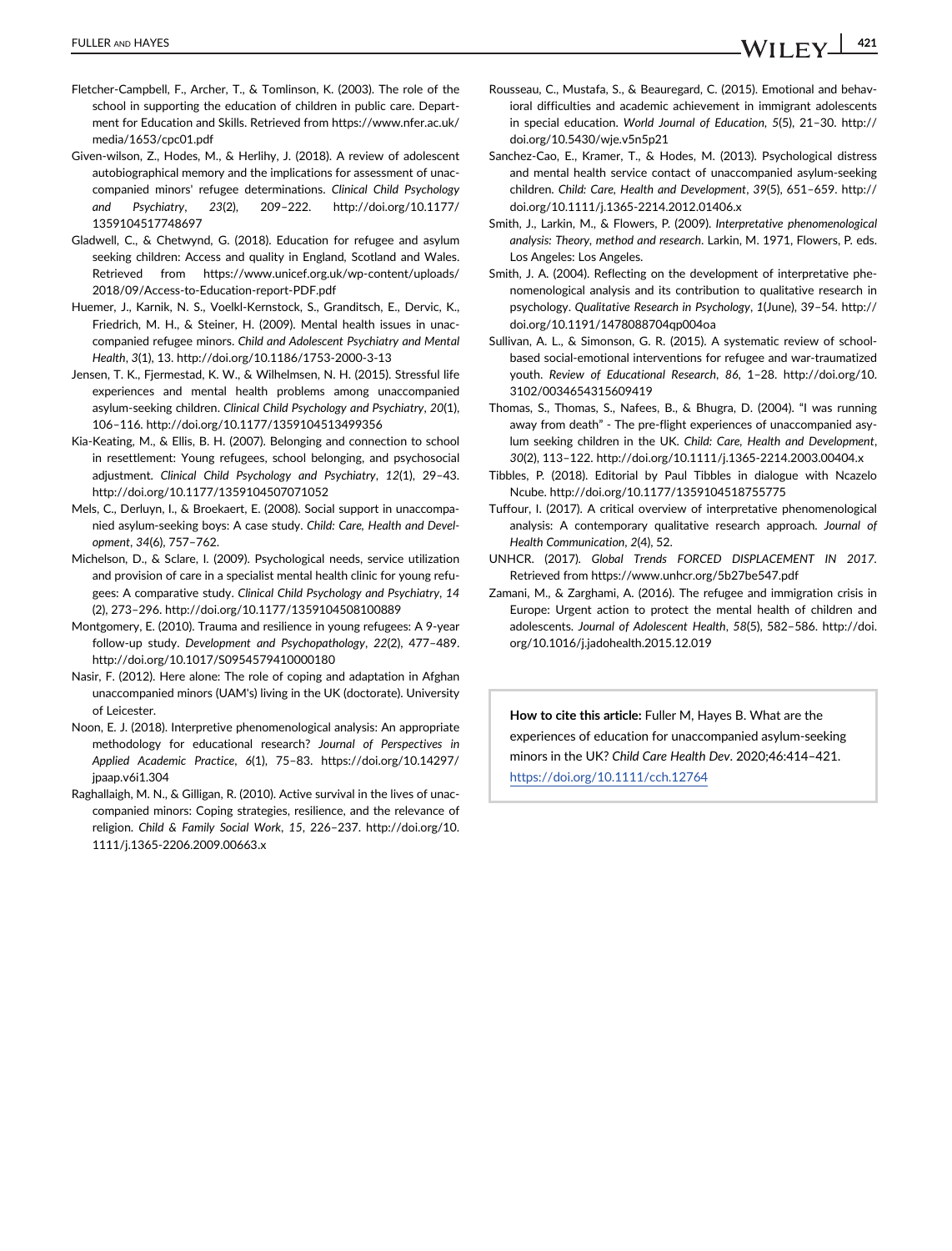Fletcher-Campbell, F., Archer, T., & Tomlinson, K. (2003). The role of the school in supporting the education of children in public care. Department for Education and Skills. Retrieved from https://www.nfer.ac.uk/media/1653/cpc01.pdf

Given-wilson, Z., Hodes, M., & Herlihy, J. (2018). A review of adolescent autobiographical memory and the implications for assessment of unaccompanied minors' refugee determinations. *Clinical Child Psychology and Psychiatry*, *23*(2), 209–222. http://doi.org/10.1177/1359104517748697

Gladwell, C., & Chetwynd, G. (2018). Education for refugee and asylum seeking children: Access and quality in England, Scotland and Wales. Retrieved from https://www.unicef.org.uk/wp-content/uploads/2018/09/Access-to-Education-report-PDF.pdf

Huemer, J., Karnik, N. S., Voelkl-Kernstock, S., Granditsch, E., Dervic, K., Friedrich, M. H., & Steiner, H. (2009). Mental health issues in unaccompanied refugee minors. *Child and Adolescent Psychiatry and Mental Health*, *3*(1), 13. http://doi.org/10.1186/1753-2000-3-13

Jensen, T. K., Fjermestad, K. W., & Wilhelmsen, N. H. (2015). Stressful life experiences and mental health problems among unaccompanied asylum-seeking children. *Clinical Child Psychology and Psychiatry*, *20*(1), 106–116. http://doi.org/10.1177/1359104513499356

Kia-Keating, M., & Ellis, B. H. (2007). Belonging and connection to school in resettlement: Young refugees, school belonging, and psychosocial adjustment. *Clinical Child Psychology and Psychiatry*, *12*(1), 29–43. http://doi.org/10.1177/1359104507071052

Mels, C., Derluyn, I., & Broekaert, E. (2008). Social support in unaccompanied asylum-seeking boys: A case study. *Child: Care, Health and Development*, *34*(6), 757–762.

Michelson, D., & Sclare, I. (2009). Psychological needs, service utilization and provision of care in a specialist mental health clinic for young refugees: A comparative study. *Clinical Child Psychology and Psychiatry*, *14* (2), 273–296. http://doi.org/10.1177/1359104508100889

Montgomery, E. (2010). Trauma and resilience in young refugees: A 9-year follow-up study. *Development and Psychopathology*, *22*(2), 477–489. http://doi.org/10.1017/S0954579410000180

Nasir, F. (2012). Here alone: The role of coping and adaptation in Afghan unaccompanied minors (UAM's) living in the UK (doctorate). University of Leicester.

Noon, E. J. (2018). Interpretive phenomenological analysis: An appropriate methodology for educational research? *Journal of Perspectives in Applied Academic Practice*, *6*(1), 75–83. https://doi.org/10.14297/jpaap.v6i1.304

Raghallaigh, M. N., & Gilligan, R. (2010). Active survival in the lives of unaccompanied minors: Coping strategies, resilience, and the relevance of religion. *Child & Family Social Work*, *15*, 226–237. http://doi.org/10.1111/j.1365-2206.2009.00663.x

Rousseau, C., Mustafa, S., & Beauregard, C. (2015). Emotional and behavioral difficulties and academic achievement in immigrant adolescents in special education. *World Journal of Education*, *5*(5), 21–30. http://doi.org/10.5430/wje.v5n5p21

Sanchez-Cao, E., Kramer, T., & Hodes, M. (2013). Psychological distress and mental health service contact of unaccompanied asylum-seeking children. *Child: Care, Health and Development*, *39*(5), 651–659. http://doi.org/10.1111/j.1365-2214.2012.01406.x

Smith, J., Larkin, M., & Flowers, P. (2009). *Interpretative phenomenological analysis: Theory, method and research*. Larkin, M. 1971, Flowers, P. eds. Los Angeles: Los Angeles.

Smith, J. A. (2004). Reflecting on the development of interpretative phenomenological analysis and its contribution to qualitative research in psychology. *Qualitative Research in Psychology*, *1*(June), 39–54. http://doi.org/10.1191/1478088704qp004oa

Sullivan, A. L., & Simonson, G. R. (2015). A systematic review of school-based social-emotional interventions for refugee and war-traumatized youth. *Review of Educational Research*, *86*, 1–28. http://doi.org/10.3102/0034654315609419

Thomas, S., Thomas, S., Nafees, B., & Bhugra, D. (2004). "I was running away from death" - The pre-flight experiences of unaccompanied asylum seeking children in the UK. *Child: Care, Health and Development*, *30*(2), 113–122. http://doi.org/10.1111/j.1365-2214.2003.00404.x

Tibbles, P. (2018). Editorial by Paul Tibbles in dialogue with Ncazelo Ncube. http://doi.org/10.1177/1359104518755775

Tuffour, I. (2017). A critical overview of interpretative phenomenological analysis: A contemporary qualitative research approach. *Journal of Health Communication*, *2*(4), 52.

UNHCR. (2017). *Global Trends FORCED DISPLACEMENT IN 2017*. Retrieved from https://www.unhcr.org/5b27be547.pdf

Zamani, M., & Zarghami, A. (2016). The refugee and immigration crisis in Europe: Urgent action to protect the mental health of children and adolescents. *Journal of Adolescent Health*, *58*(5), 582–586. http://doi.org/10.1016/j.jadohealth.2015.12.019

**How to cite this article:** Fuller M, Hayes B. What are the experiences of education for unaccompanied asylum-seeking minors in the UK? *Child Care Health Dev*. 2020;46:414–421. https://doi.org/10.1111/cch.12764